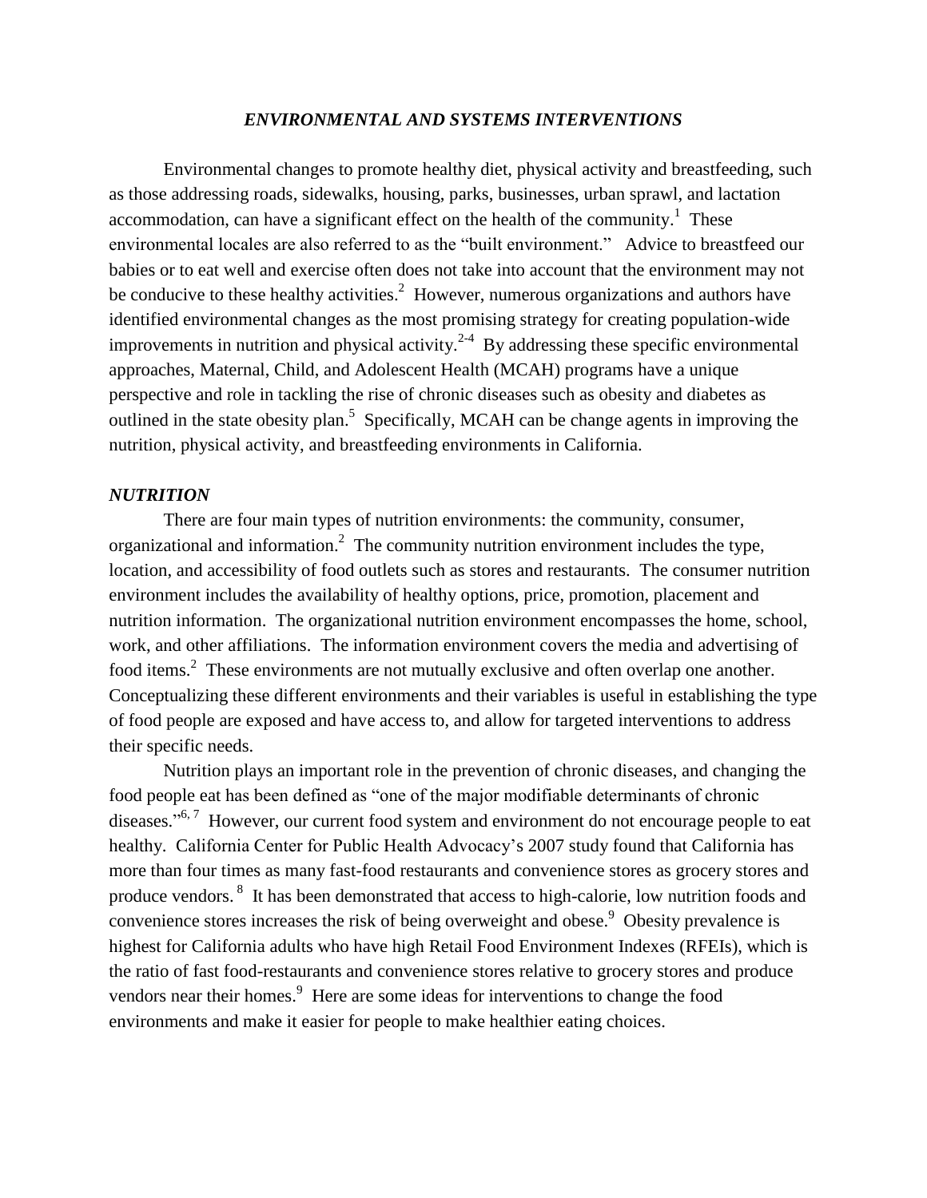# *ENVIRONMENTAL AND SYSTEMS INTERVENTIONS*

Environmental changes to promote healthy diet, physical activity and breastfeeding, such as those addressing roads, sidewalks, housing, parks, businesses, urban sprawl, and lactation accommodation, can have a significant effect on the health of the community.[1] These environmental locales are also referred to as the "built environment." Advice to breastfeed our babies or to eat well and exercise often does not take into account that the environment may not be conducive to these healthy activities.[2] However, numerous organizations and authors have identified environmental changes as the most promising strategy for creating population-wide improvements in nutrition and physical activity.[2-4] By addressing these specific environmental approaches, Maternal, Child, and Adolescent Health (MCAH) programs have a unique perspective and role in tackling the rise of chronic diseases such as obesity and diabetes as outlined in the state obesity plan.[5] Specifically, MCAH can be change agents in improving the nutrition, physical activity, and breastfeeding environments in California.

## *NUTRITION*

There are four main types of nutrition environments: the community, consumer, organizational and information.[2] The community nutrition environment includes the type, location, and accessibility of food outlets such as stores and restaurants. The consumer nutrition environment includes the availability of healthy options, price, promotion, placement and nutrition information. The organizational nutrition environment encompasses the home, school, work, and other affiliations. The information environment covers the media and advertising of food items.[2] These environments are not mutually exclusive and often overlap one another. Conceptualizing these different environments and their variables is useful in establishing the type of food people are exposed and have access to, and allow for targeted interventions to address their specific needs.

Nutrition plays an important role in the prevention of chronic diseases, and changing the food people eat has been defined as "one of the major modifiable determinants of chronic diseases."[6, 7] However, our current food system and environment do not encourage people to eat healthy. California Center for Public Health Advocacy's 2007 study found that California has more than four times as many fast-food restaurants and convenience stores as grocery stores and produce vendors.[8] It has been demonstrated that access to high-calorie, low nutrition foods and convenience stores increases the risk of being overweight and obese.[9] Obesity prevalence is highest for California adults who have high Retail Food Environment Indexes (RFEIs), which is the ratio of fast food-restaurants and convenience stores relative to grocery stores and produce vendors near their homes.[9] Here are some ideas for interventions to change the food environments and make it easier for people to make healthier eating choices.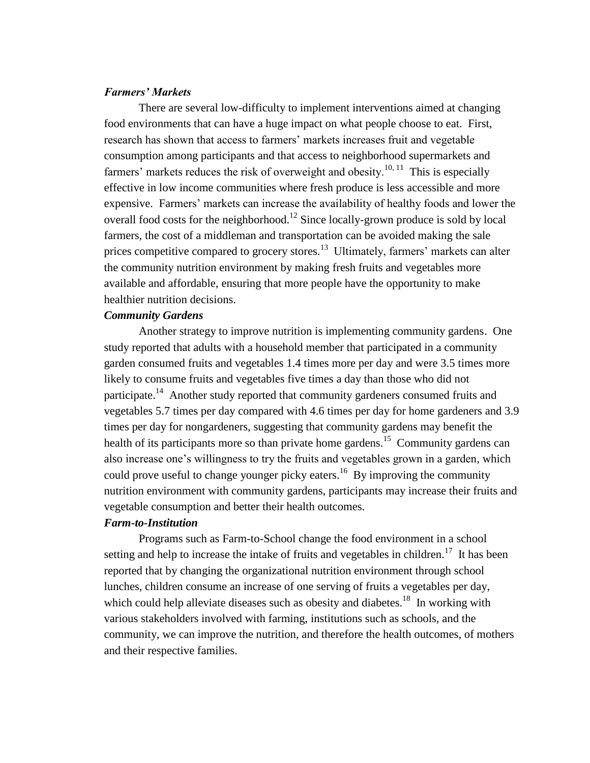### *Farmers' Markets*

There are several low-difficulty to implement interventions aimed at changing food environments that can have a huge impact on what people choose to eat. First, research has shown that access to farmers' markets increases fruit and vegetable consumption among participants and that access to neighborhood supermarkets and farmers' markets reduces the risk of overweight and obesity.[10, 11] This is especially effective in low income communities where fresh produce is less accessible and more expensive. Farmers' markets can increase the availability of healthy foods and lower the overall food costs for the neighborhood.[12] Since locally-grown produce is sold by local farmers, the cost of a middleman and transportation can be avoided making the sale prices competitive compared to grocery stores.[13] Ultimately, farmers' markets can alter the community nutrition environment by making fresh fruits and vegetables more available and affordable, ensuring that more people have the opportunity to make healthier nutrition decisions.

### *Community Gardens*

Another strategy to improve nutrition is implementing community gardens. One study reported that adults with a household member that participated in a community garden consumed fruits and vegetables 1.4 times more per day and were 3.5 times more likely to consume fruits and vegetables five times a day than those who did not participate.[14] Another study reported that community gardeners consumed fruits and vegetables 5.7 times per day compared with 4.6 times per day for home gardeners and 3.9 times per day for nongardeners, suggesting that community gardens may benefit the health of its participants more so than private home gardens.[15] Community gardens can also increase one's willingness to try the fruits and vegetables grown in a garden, which could prove useful to change younger picky eaters.[16] By improving the community nutrition environment with community gardens, participants may increase their fruits and vegetable consumption and better their health outcomes.

### *Farm-to-Institution*

Programs such as Farm-to-School change the food environment in a school setting and help to increase the intake of fruits and vegetables in children.[17] It has been reported that by changing the organizational nutrition environment through school lunches, children consume an increase of one serving of fruits a vegetables per day, which could help alleviate diseases such as obesity and diabetes.[18] In working with various stakeholders involved with farming, institutions such as schools, and the community, we can improve the nutrition, and therefore the health outcomes, of mothers and their respective families.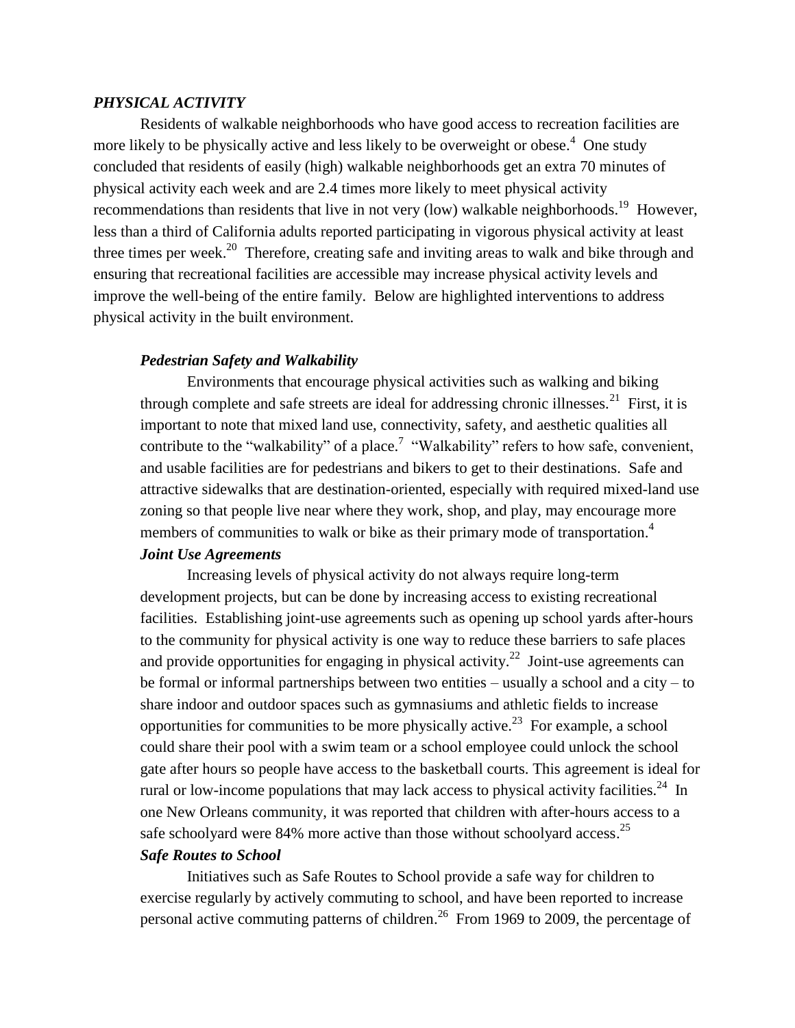## *PHYSICAL ACTIVITY*

Residents of walkable neighborhoods who have good access to recreation facilities are more likely to be physically active and less likely to be overweight or obese.[4] One study concluded that residents of easily (high) walkable neighborhoods get an extra 70 minutes of physical activity each week and are 2.4 times more likely to meet physical activity recommendations than residents that live in not very (low) walkable neighborhoods.[19] However, less than a third of California adults reported participating in vigorous physical activity at least three times per week.[20] Therefore, creating safe and inviting areas to walk and bike through and ensuring that recreational facilities are accessible may increase physical activity levels and improve the well-being of the entire family. Below are highlighted interventions to address physical activity in the built environment.

### *Pedestrian Safety and Walkability*

Environments that encourage physical activities such as walking and biking through complete and safe streets are ideal for addressing chronic illnesses.[21] First, it is important to note that mixed land use, connectivity, safety, and aesthetic qualities all contribute to the "walkability" of a place.[7] "Walkability" refers to how safe, convenient, and usable facilities are for pedestrians and bikers to get to their destinations. Safe and attractive sidewalks that are destination-oriented, especially with required mixed-land use zoning so that people live near where they work, shop, and play, may encourage more members of communities to walk or bike as their primary mode of transportation.[4]

### *Joint Use Agreements*

Increasing levels of physical activity do not always require long-term development projects, but can be done by increasing access to existing recreational facilities. Establishing joint-use agreements such as opening up school yards after-hours to the community for physical activity is one way to reduce these barriers to safe places and provide opportunities for engaging in physical activity.[22] Joint-use agreements can be formal or informal partnerships between two entities – usually a school and a city – to share indoor and outdoor spaces such as gymnasiums and athletic fields to increase opportunities for communities to be more physically active.[23] For example, a school could share their pool with a swim team or a school employee could unlock the school gate after hours so people have access to the basketball courts. This agreement is ideal for rural or low-income populations that may lack access to physical activity facilities.[24] In one New Orleans community, it was reported that children with after-hours access to a safe schoolyard were 84% more active than those without schoolyard access.[25]

### *Safe Routes to School*

Initiatives such as Safe Routes to School provide a safe way for children to exercise regularly by actively commuting to school, and have been reported to increase personal active commuting patterns of children.[26] From 1969 to 2009, the percentage of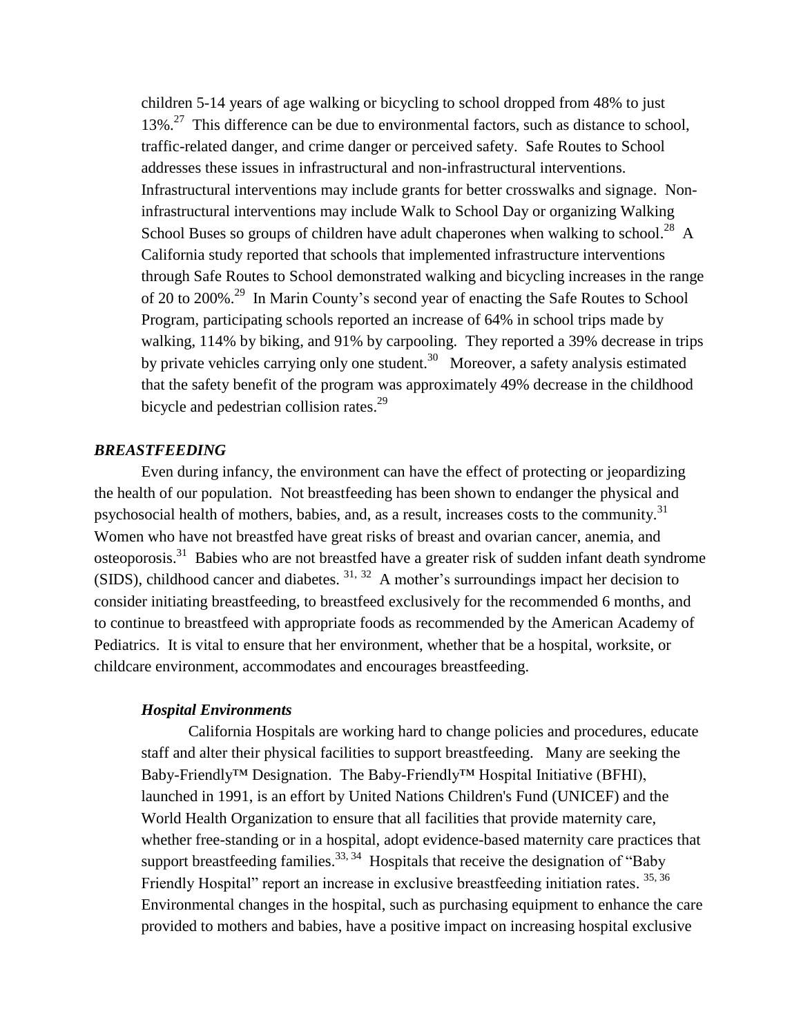children 5-14 years of age walking or bicycling to school dropped from 48% to just 13%.[27] This difference can be due to environmental factors, such as distance to school, traffic-related danger, and crime danger or perceived safety. Safe Routes to School addresses these issues in infrastructural and non-infrastructural interventions. Infrastructural interventions may include grants for better crosswalks and signage. Non-infrastructural interventions may include Walk to School Day or organizing Walking School Buses so groups of children have adult chaperones when walking to school.[28] A California study reported that schools that implemented infrastructure interventions through Safe Routes to School demonstrated walking and bicycling increases in the range of 20 to 200%.[29] In Marin County's second year of enacting the Safe Routes to School Program, participating schools reported an increase of 64% in school trips made by walking, 114% by biking, and 91% by carpooling. They reported a 39% decrease in trips by private vehicles carrying only one student.[30] Moreover, a safety analysis estimated that the safety benefit of the program was approximately 49% decrease in the childhood bicycle and pedestrian collision rates.[29]

### *BREASTFEEDING*

Even during infancy, the environment can have the effect of protecting or jeopardizing the health of our population. Not breastfeeding has been shown to endanger the physical and psychosocial health of mothers, babies, and, as a result, increases costs to the community.[31] Women who have not breastfed have great risks of breast and ovarian cancer, anemia, and osteoporosis.[31] Babies who are not breastfed have a greater risk of sudden infant death syndrome (SIDS), childhood cancer and diabetes. [31, 32] A mother's surroundings impact her decision to consider initiating breastfeeding, to breastfeed exclusively for the recommended 6 months, and to continue to breastfeed with appropriate foods as recommended by the American Academy of Pediatrics. It is vital to ensure that her environment, whether that be a hospital, worksite, or childcare environment, accommodates and encourages breastfeeding.

#### *Hospital Environments*

California Hospitals are working hard to change policies and procedures, educate staff and alter their physical facilities to support breastfeeding. Many are seeking the Baby-Friendly™ Designation. The Baby-Friendly™ Hospital Initiative (BFHI), launched in 1991, is an effort by United Nations Children's Fund (UNICEF) and the World Health Organization to ensure that all facilities that provide maternity care, whether free-standing or in a hospital, adopt evidence-based maternity care practices that support breastfeeding families.[33, 34] Hospitals that receive the designation of "Baby Friendly Hospital" report an increase in exclusive breastfeeding initiation rates. [35, 36] Environmental changes in the hospital, such as purchasing equipment to enhance the care provided to mothers and babies, have a positive impact on increasing hospital exclusive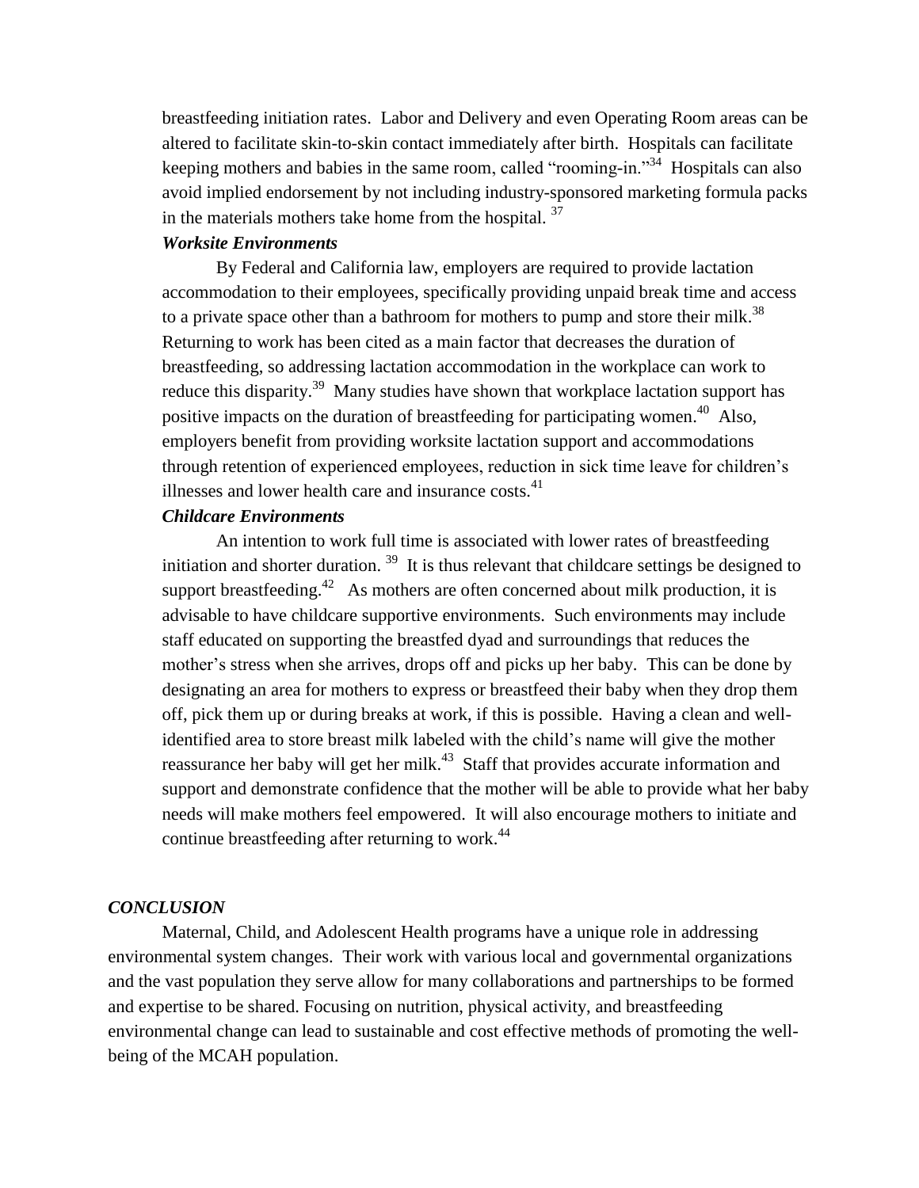breastfeeding initiation rates. Labor and Delivery and even Operating Room areas can be altered to facilitate skin-to-skin contact immediately after birth. Hospitals can facilitate keeping mothers and babies in the same room, called "rooming-in."[34] Hospitals can also avoid implied endorsement by not including industry-sponsored marketing formula packs in the materials mothers take home from the hospital. [37]

***Worksite Environments***

By Federal and California law, employers are required to provide lactation accommodation to their employees, specifically providing unpaid break time and access to a private space other than a bathroom for mothers to pump and store their milk.[38] Returning to work has been cited as a main factor that decreases the duration of breastfeeding, so addressing lactation accommodation in the workplace can work to reduce this disparity.[39] Many studies have shown that workplace lactation support has positive impacts on the duration of breastfeeding for participating women.[40] Also, employers benefit from providing worksite lactation support and accommodations through retention of experienced employees, reduction in sick time leave for children's illnesses and lower health care and insurance costs.[41]

***Childcare Environments***

An intention to work full time is associated with lower rates of breastfeeding initiation and shorter duration. [39] It is thus relevant that childcare settings be designed to support breastfeeding.[42] As mothers are often concerned about milk production, it is advisable to have childcare supportive environments. Such environments may include staff educated on supporting the breastfed dyad and surroundings that reduces the mother's stress when she arrives, drops off and picks up her baby. This can be done by designating an area for mothers to express or breastfeed their baby when they drop them off, pick them up or during breaks at work, if this is possible. Having a clean and well-identified area to store breast milk labeled with the child's name will give the mother reassurance her baby will get her milk.[43] Staff that provides accurate information and support and demonstrate confidence that the mother will be able to provide what her baby needs will make mothers feel empowered. It will also encourage mothers to initiate and continue breastfeeding after returning to work.[44]

## *CONCLUSION*

Maternal, Child, and Adolescent Health programs have a unique role in addressing environmental system changes. Their work with various local and governmental organizations and the vast population they serve allow for many collaborations and partnerships to be formed and expertise to be shared. Focusing on nutrition, physical activity, and breastfeeding environmental change can lead to sustainable and cost effective methods of promoting the well-being of the MCAH population.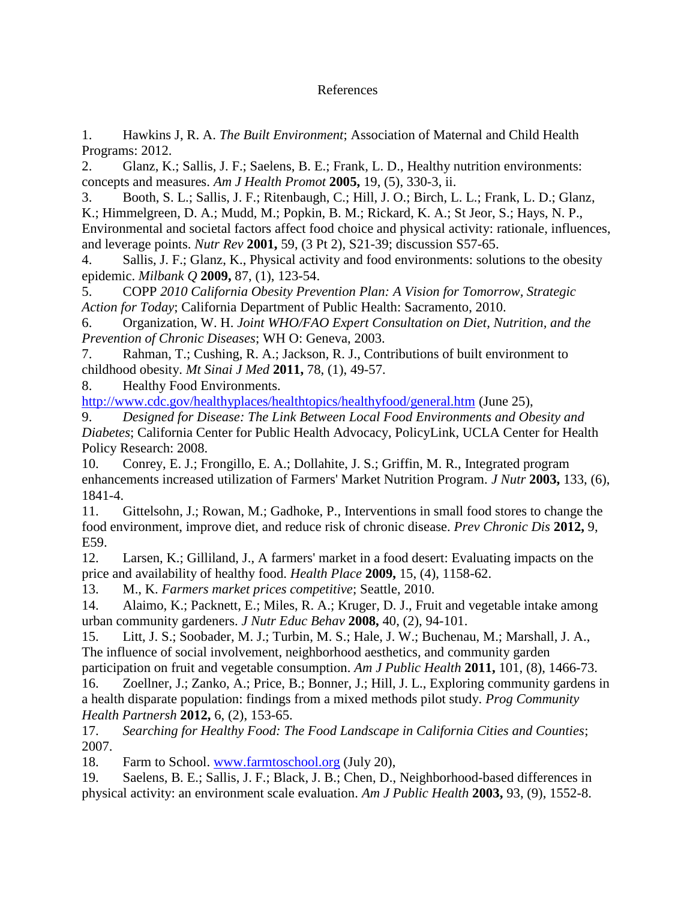References

1. Hawkins J, R. A. *The Built Environment*; Association of Maternal and Child Health Programs: 2012.
2. Glanz, K.; Sallis, J. F.; Saelens, B. E.; Frank, L. D., Healthy nutrition environments: concepts and measures. *Am J Health Promot* **2005,** 19, (5), 330-3, ii.
3. Booth, S. L.; Sallis, J. F.; Ritenbaugh, C.; Hill, J. O.; Birch, L. L.; Frank, L. D.; Glanz, K.; Himmelgreen, D. A.; Mudd, M.; Popkin, B. M.; Rickard, K. A.; St Jeor, S.; Hays, N. P., Environmental and societal factors affect food choice and physical activity: rationale, influences, and leverage points. *Nutr Rev* **2001,** 59, (3 Pt 2), S21-39; discussion S57-65.
4. Sallis, J. F.; Glanz, K., Physical activity and food environments: solutions to the obesity epidemic. *Milbank Q* **2009,** 87, (1), 123-54.
5. COPP *2010 California Obesity Prevention Plan: A Vision for Tomorrow, Strategic Action for Today*; California Department of Public Health: Sacramento, 2010.
6. Organization, W. H. *Joint WHO/FAO Expert Consultation on Diet, Nutrition, and the Prevention of Chronic Diseases*; WH O: Geneva, 2003.
7. Rahman, T.; Cushing, R. A.; Jackson, R. J., Contributions of built environment to childhood obesity. *Mt Sinai J Med* **2011,** 78, (1), 49-57.
8. Healthy Food Environments. http://www.cdc.gov/healthyplaces/healthtopics/healthyfood/general.htm (June 25),
9. *Designed for Disease: The Link Between Local Food Environments and Obesity and Diabetes*; California Center for Public Health Advocacy, PolicyLink, UCLA Center for Health Policy Research: 2008.
10. Conrey, E. J.; Frongillo, E. A.; Dollahite, J. S.; Griffin, M. R., Integrated program enhancements increased utilization of Farmers' Market Nutrition Program. *J Nutr* **2003,** 133, (6), 1841-4.
11. Gittelsohn, J.; Rowan, M.; Gadhoke, P., Interventions in small food stores to change the food environment, improve diet, and reduce risk of chronic disease. *Prev Chronic Dis* **2012,** 9, E59.
12. Larsen, K.; Gilliland, J., A farmers' market in a food desert: Evaluating impacts on the price and availability of healthy food. *Health Place* **2009,** 15, (4), 1158-62.
13. M., K. *Farmers market prices competitive*; Seattle, 2010.
14. Alaimo, K.; Packnett, E.; Miles, R. A.; Kruger, D. J., Fruit and vegetable intake among urban community gardeners. *J Nutr Educ Behav* **2008,** 40, (2), 94-101.
15. Litt, J. S.; Soobader, M. J.; Turbin, M. S.; Hale, J. W.; Buchenau, M.; Marshall, J. A., The influence of social involvement, neighborhood aesthetics, and community garden participation on fruit and vegetable consumption. *Am J Public Health* **2011,** 101, (8), 1466-73.
16. Zoellner, J.; Zanko, A.; Price, B.; Bonner, J.; Hill, J. L., Exploring community gardens in a health disparate population: findings from a mixed methods pilot study. *Prog Community Health Partnersh* **2012,** 6, (2), 153-65.
17. *Searching for Healthy Food: The Food Landscape in California Cities and Counties*; 2007.
18. Farm to School. www.farmtoschool.org (July 20),
19. Saelens, B. E.; Sallis, J. F.; Black, J. B.; Chen, D., Neighborhood-based differences in physical activity: an environment scale evaluation. *Am J Public Health* **2003,** 93, (9), 1552-8.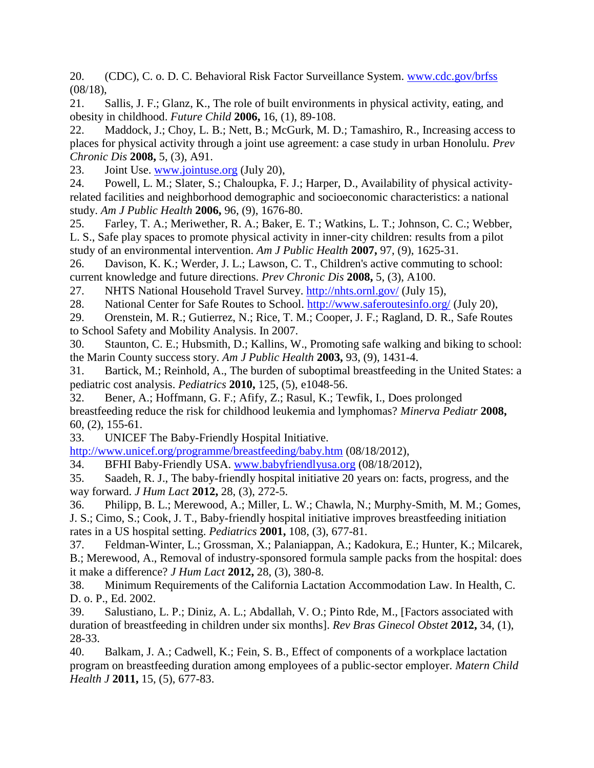20. (CDC), C. o. D. C. Behavioral Risk Factor Surveillance System. www.cdc.gov/brfss (08/18),

21. Sallis, J. F.; Glanz, K., The role of built environments in physical activity, eating, and obesity in childhood. *Future Child* **2006,** 16, (1), 89-108.

22. Maddock, J.; Choy, L. B.; Nett, B.; McGurk, M. D.; Tamashiro, R., Increasing access to places for physical activity through a joint use agreement: a case study in urban Honolulu. *Prev Chronic Dis* **2008,** 5, (3), A91.

23. Joint Use. www.jointuse.org (July 20),

24. Powell, L. M.; Slater, S.; Chaloupka, F. J.; Harper, D., Availability of physical activity-related facilities and neighborhood demographic and socioeconomic characteristics: a national study. *Am J Public Health* **2006,** 96, (9), 1676-80.

25. Farley, T. A.; Meriwether, R. A.; Baker, E. T.; Watkins, L. T.; Johnson, C. C.; Webber, L. S., Safe play spaces to promote physical activity in inner-city children: results from a pilot study of an environmental intervention. *Am J Public Health* **2007,** 97, (9), 1625-31.

26. Davison, K. K.; Werder, J. L.; Lawson, C. T., Children's active commuting to school: current knowledge and future directions. *Prev Chronic Dis* **2008,** 5, (3), A100.

27. NHTS National Household Travel Survey. http://nhts.ornl.gov/ (July 15),

28. National Center for Safe Routes to School. http://www.saferoutesinfo.org/ (July 20),

29. Orenstein, M. R.; Gutierrez, N.; Rice, T. M.; Cooper, J. F.; Ragland, D. R., Safe Routes to School Safety and Mobility Analysis. In 2007.

30. Staunton, C. E.; Hubsmith, D.; Kallins, W., Promoting safe walking and biking to school: the Marin County success story. *Am J Public Health* **2003,** 93, (9), 1431-4.

31. Bartick, M.; Reinhold, A., The burden of suboptimal breastfeeding in the United States: a pediatric cost analysis. *Pediatrics* **2010,** 125, (5), e1048-56.

32. Bener, A.; Hoffmann, G. F.; Afify, Z.; Rasul, K.; Tewfik, I., Does prolonged breastfeeding reduce the risk for childhood leukemia and lymphomas? *Minerva Pediatr* **2008,** 60, (2), 155-61.

33. UNICEF The Baby-Friendly Hospital Initiative. http://www.unicef.org/programme/breastfeeding/baby.htm (08/18/2012),

34. BFHI Baby-Friendly USA. www.babyfriendlyusa.org (08/18/2012),

35. Saadeh, R. J., The baby-friendly hospital initiative 20 years on: facts, progress, and the way forward. *J Hum Lact* **2012,** 28, (3), 272-5.

36. Philipp, B. L.; Merewood, A.; Miller, L. W.; Chawla, N.; Murphy-Smith, M. M.; Gomes, J. S.; Cimo, S.; Cook, J. T., Baby-friendly hospital initiative improves breastfeeding initiation rates in a US hospital setting. *Pediatrics* **2001,** 108, (3), 677-81.

37. Feldman-Winter, L.; Grossman, X.; Palaniappan, A.; Kadokura, E.; Hunter, K.; Milcarek, B.; Merewood, A., Removal of industry-sponsored formula sample packs from the hospital: does it make a difference? *J Hum Lact* **2012,** 28, (3), 380-8.

38. Minimum Requirements of the California Lactation Accommodation Law. In Health, C. D. o. P., Ed. 2002.

39. Salustiano, L. P.; Diniz, A. L.; Abdallah, V. O.; Pinto Rde, M., [Factors associated with duration of breastfeeding in children under six months]. *Rev Bras Ginecol Obstet* **2012,** 34, (1), 28-33.

40. Balkam, J. A.; Cadwell, K.; Fein, S. B., Effect of components of a workplace lactation program on breastfeeding duration among employees of a public-sector employer. *Matern Child Health J* **2011,** 15, (5), 677-83.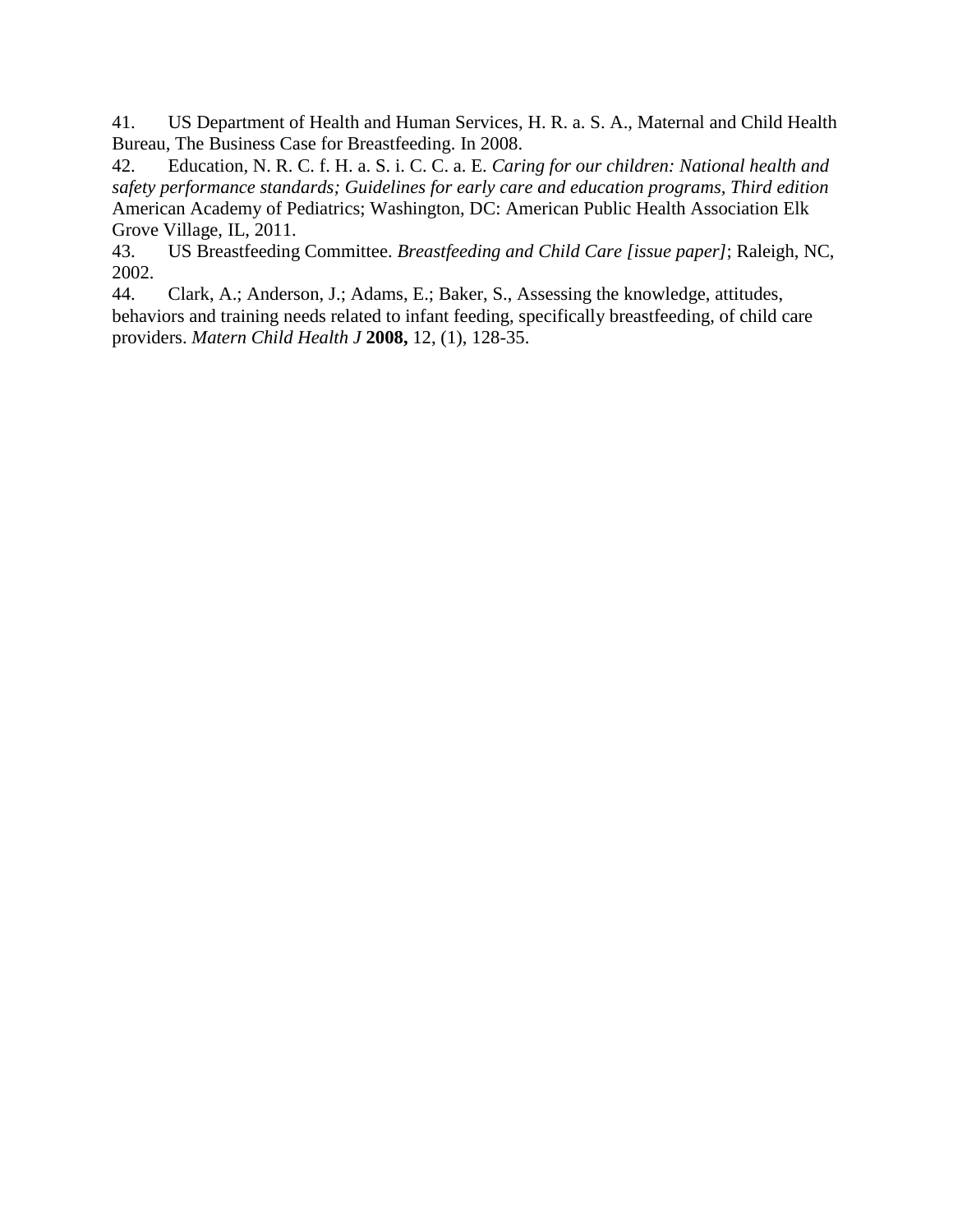41. US Department of Health and Human Services, H. R. a. S. A., Maternal and Child Health Bureau, The Business Case for Breastfeeding. In 2008.

42. Education, N. R. C. f. H. a. S. i. C. C. a. E. *Caring for our children: National health and safety performance standards; Guidelines for early care and education programs, Third edition* American Academy of Pediatrics; Washington, DC: American Public Health Association Elk Grove Village, IL, 2011.

43. US Breastfeeding Committee. *Breastfeeding and Child Care [issue paper]*; Raleigh, NC, 2002.

44. Clark, A.; Anderson, J.; Adams, E.; Baker, S., Assessing the knowledge, attitudes, behaviors and training needs related to infant feeding, specifically breastfeeding, of child care providers. *Matern Child Health J* **2008,** 12, (1), 128-35.